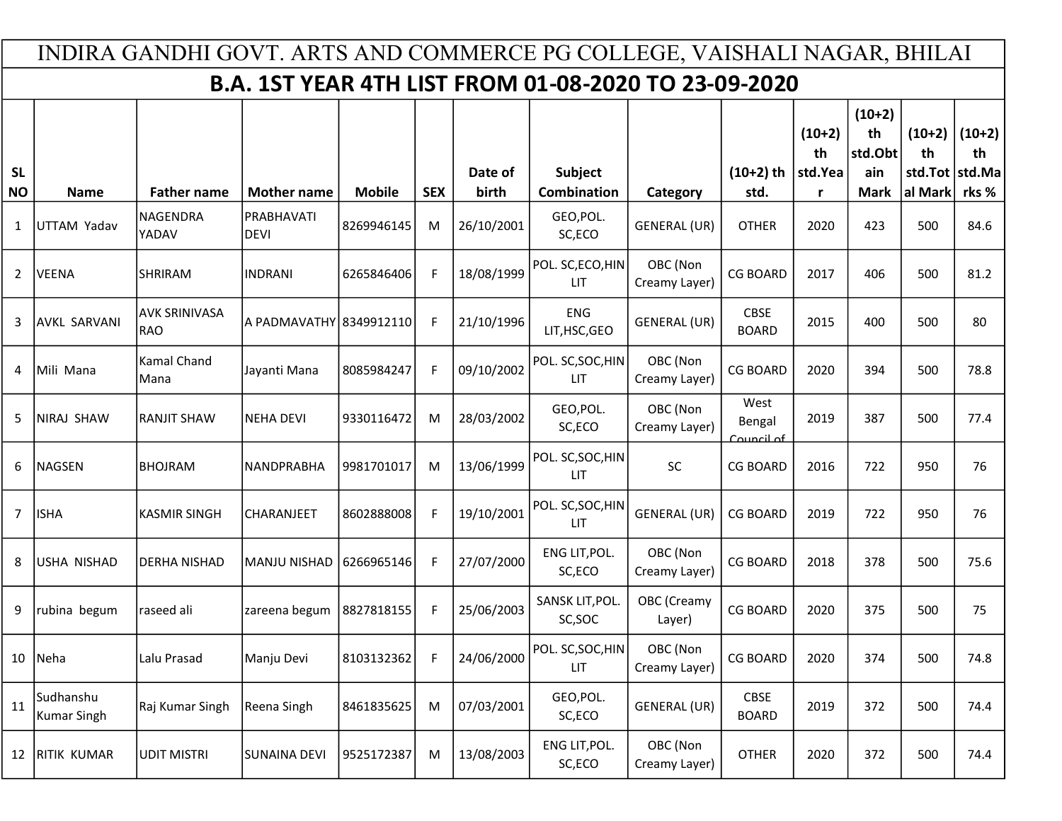# INDIRA GANDHI GOVT. ARTS AND COMMERCE PG COLLEGE, VAISHALI NAGAR, BHILAI

## B.A. 1ST YEAR 4TH LIST FROM 01-08-2020 TO 23-09-2020

| SL NO | Name | Father name | Mother name | Mobile | SEX | Date of birth | Subject Combination | Category | (10+2) th std. | (10+2) th std.Year | (10+2) th std.Obtain Mark | (10+2) th std.Total Mark | (10+2) th std.Marks % |
|---|---|---|---|---|---|---|---|---|---|---|---|---|---|
| 1 | UTTAM Yadav | NAGENDRA YADAV | PRABHAVATI DEVI | 8269946145 | M | 26/10/2001 | GEO,POL. SC,ECO | GENERAL (UR) | OTHER | 2020 | 423 | 500 | 84.6 |
| 2 | VEENA | SHRIRAM | INDRANI | 6265846406 | F | 18/08/1999 | POL. SC,ECO,HIN LIT | OBC (Non Creamy Layer) | CG BOARD | 2017 | 406 | 500 | 81.2 |
| 3 | AVKL SARVANI | AVK SRINIVASA RAO | A PADMAVATHY | 8349912110 | F | 21/10/1996 | ENG LIT,HSC,GEO | GENERAL (UR) | CBSE BOARD | 2015 | 400 | 500 | 80 |
| 4 | Mili Mana | Kamal Chand Mana | Jayanti Mana | 8085984247 | F | 09/10/2002 | POL. SC,SOC,HIN LIT | OBC (Non Creamy Layer) | CG BOARD | 2020 | 394 | 500 | 78.8 |
| 5 | NIRAJ SHAW | RANJIT SHAW | NEHA DEVI | 9330116472 | M | 28/03/2002 | GEO,POL. SC,ECO | OBC (Non Creamy Layer) | West Bengal Council of | 2019 | 387 | 500 | 77.4 |
| 6 | NAGSEN | BHOJRAM | NANDPRABHA | 9981701017 | M | 13/06/1999 | POL. SC,SOC,HIN LIT | SC | CG BOARD | 2016 | 722 | 950 | 76 |
| 7 | ISHA | KASMIR SINGH | CHARANJEET | 8602888008 | F | 19/10/2001 | POL. SC,SOC,HIN LIT | GENERAL (UR) | CG BOARD | 2019 | 722 | 950 | 76 |
| 8 | USHA NISHAD | DERHA NISHAD | MANJU NISHAD | 6266965146 | F | 27/07/2000 | ENG LIT,POL. SC,ECO | OBC (Non Creamy Layer) | CG BOARD | 2018 | 378 | 500 | 75.6 |
| 9 | rubina begum | raseed ali | zareena begum | 8827818155 | F | 25/06/2003 | SANSK LIT,POL. SC,SOC | OBC (Creamy Layer) | CG BOARD | 2020 | 375 | 500 | 75 |
| 10 | Neha | Lalu Prasad | Manju Devi | 8103132362 | F | 24/06/2000 | POL. SC,SOC,HIN LIT | OBC (Non Creamy Layer) | CG BOARD | 2020 | 374 | 500 | 74.8 |
| 11 | Sudhanshu Kumar Singh | Raj Kumar Singh | Reena Singh | 8461835625 | M | 07/03/2001 | GEO,POL. SC,ECO | GENERAL (UR) | CBSE BOARD | 2019 | 372 | 500 | 74.4 |
| 12 | RITIK KUMAR | UDIT MISTRI | SUNAINA DEVI | 9525172387 | M | 13/08/2003 | ENG LIT,POL. SC,ECO | OBC (Non Creamy Layer) | OTHER | 2020 | 372 | 500 | 74.4 |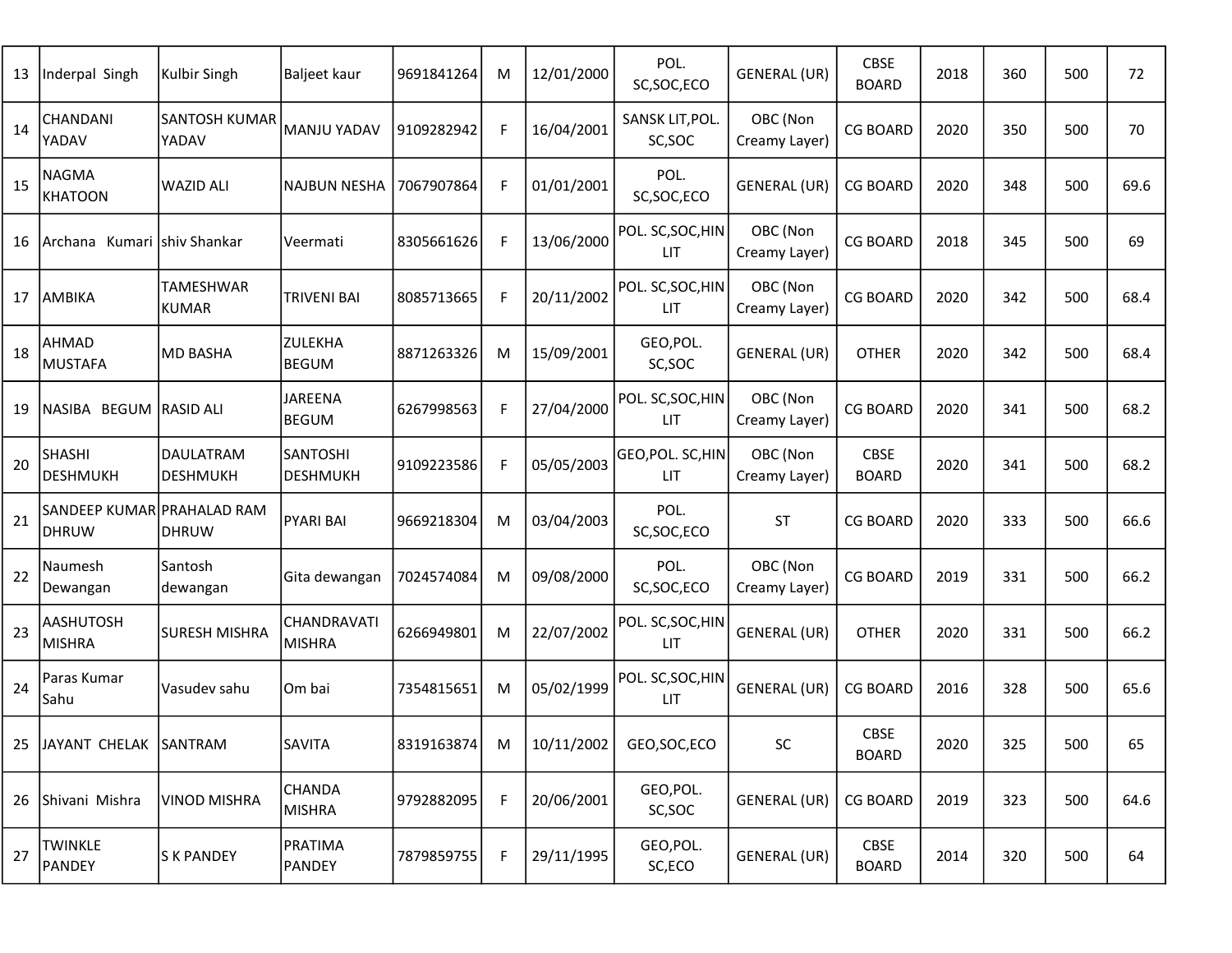| | | | | | | | | | | | | | |
|---|---|---|---|---|---|---|---|---|---|---|---|---|---|
| 13 | Inderpal Singh | Kulbir Singh | Baljeet kaur | 9691841264 | M | 12/01/2000 | POL. SC,SOC,ECO | GENERAL (UR) | CBSE BOARD | 2018 | 360 | 500 | 72 |
| 14 | CHANDANI YADAV | SANTOSH KUMAR YADAV | MANJU YADAV | 9109282942 | F | 16/04/2001 | SANSK LIT,POL. SC,SOC | OBC (Non Creamy Layer) | CG BOARD | 2020 | 350 | 500 | 70 |
| 15 | NAGMA KHATOON | WAZID ALI | NAJBUN NESHA | 7067907864 | F | 01/01/2001 | POL. SC,SOC,ECO | GENERAL (UR) | CG BOARD | 2020 | 348 | 500 | 69.6 |
| 16 | Archana Kumari | shiv Shankar | Veermati | 8305661626 | F | 13/06/2000 | POL. SC,SOC,HIN LIT | OBC (Non Creamy Layer) | CG BOARD | 2018 | 345 | 500 | 69 |
| 17 | AMBIKA | TAMESHWAR KUMAR | TRIVENI BAI | 8085713665 | F | 20/11/2002 | POL. SC,SOC,HIN LIT | OBC (Non Creamy Layer) | CG BOARD | 2020 | 342 | 500 | 68.4 |
| 18 | AHMAD MUSTAFA | MD BASHA | ZULEKHA BEGUM | 8871263326 | M | 15/09/2001 | GEO,POL. SC,SOC | GENERAL (UR) | OTHER | 2020 | 342 | 500 | 68.4 |
| 19 | NASIBA BEGUM | RASID ALI | JAREENA BEGUM | 6267998563 | F | 27/04/2000 | POL. SC,SOC,HIN LIT | OBC (Non Creamy Layer) | CG BOARD | 2020 | 341 | 500 | 68.2 |
| 20 | SHASHI DESHMUKH | DAULATRAM DESHMUKH | SANTOSHI DESHMUKH | 9109223586 | F | 05/05/2003 | GEO,POL. SC,HIN LIT | OBC (Non Creamy Layer) | CBSE BOARD | 2020 | 341 | 500 | 68.2 |
| 21 | SANDEEP KUMAR DHRUW | PRAHALAD RAM DHRUW | PYARI BAI | 9669218304 | M | 03/04/2003 | POL. SC,SOC,ECO | ST | CG BOARD | 2020 | 333 | 500 | 66.6 |
| 22 | Naumesh Dewangan | Santosh dewangan | Gita dewangan | 7024574084 | M | 09/08/2000 | POL. SC,SOC,ECO | OBC (Non Creamy Layer) | CG BOARD | 2019 | 331 | 500 | 66.2 |
| 23 | AASHUTOSH MISHRA | SURESH MISHRA | CHANDRAVATI MISHRA | 6266949801 | M | 22/07/2002 | POL. SC,SOC,HIN LIT | GENERAL (UR) | OTHER | 2020 | 331 | 500 | 66.2 |
| 24 | Paras Kumar Sahu | Vasudev sahu | Om bai | 7354815651 | M | 05/02/1999 | POL. SC,SOC,HIN LIT | GENERAL (UR) | CG BOARD | 2016 | 328 | 500 | 65.6 |
| 25 | JAYANT CHELAK | SANTRAM | SAVITA | 8319163874 | M | 10/11/2002 | GEO,SOC,ECO | SC | CBSE BOARD | 2020 | 325 | 500 | 65 |
| 26 | Shivani Mishra | VINOD MISHRA | CHANDA MISHRA | 9792882095 | F | 20/06/2001 | GEO,POL. SC,SOC | GENERAL (UR) | CG BOARD | 2019 | 323 | 500 | 64.6 |
| 27 | TWINKLE PANDEY | S K PANDEY | PRATIMA PANDEY | 7879859755 | F | 29/11/1995 | GEO,POL. SC,ECO | GENERAL (UR) | CBSE BOARD | 2014 | 320 | 500 | 64 |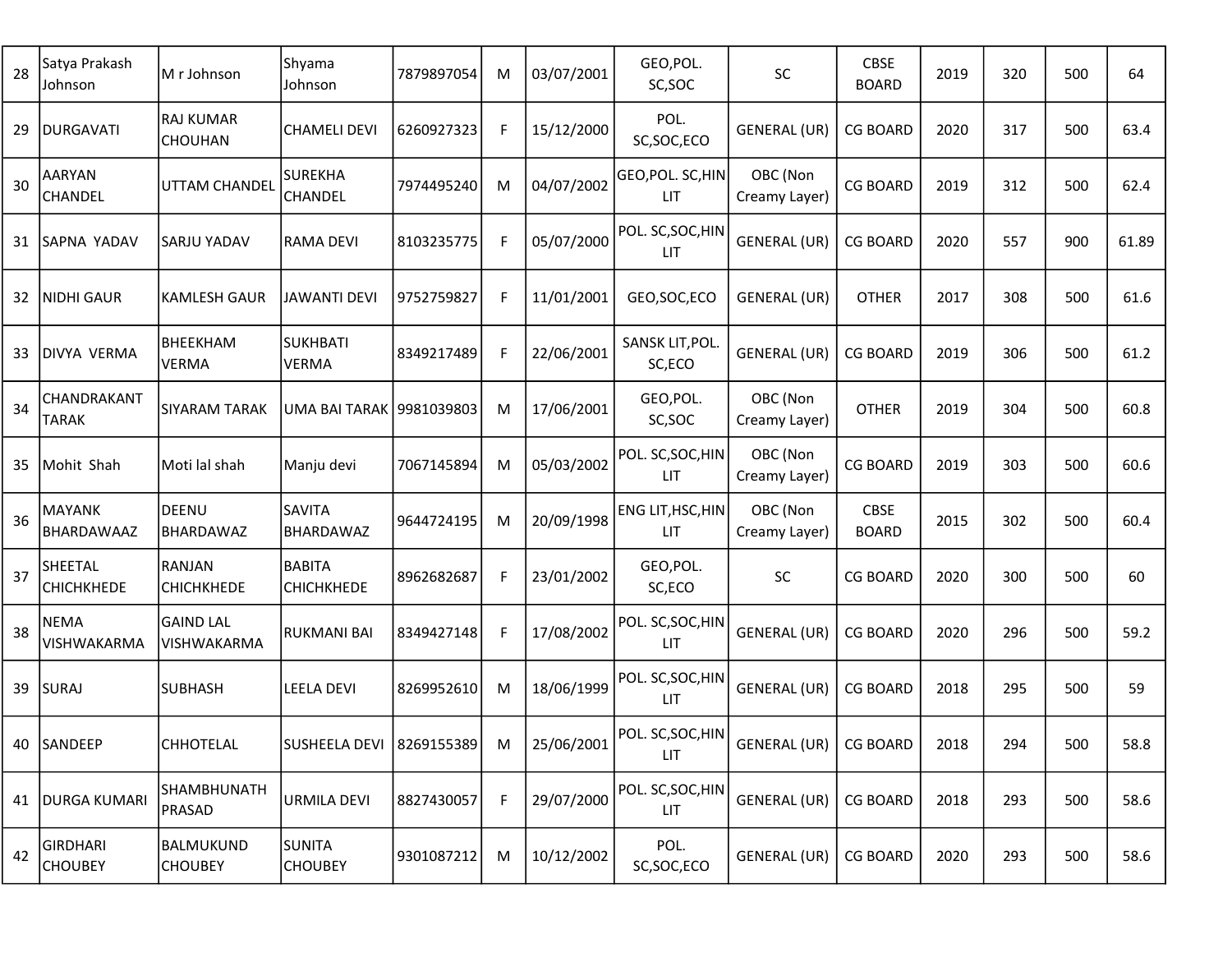| 28 | Satya Prakash Johnson | M r Johnson | Shyama Johnson | 7879897054 | M | 03/07/2001 | GEO,POL. SC,SOC | SC | CBSE BOARD | 2019 | 320 | 500 | 64 |
|---|---|---|---|---|---|---|---|---|---|---|---|---|---|
| 29 | DURGAVATI | RAJ KUMAR CHOUHAN | CHAMELI DEVI | 6260927323 | F | 15/12/2000 | POL. SC,SOC,ECO | GENERAL (UR) | CG BOARD | 2020 | 317 | 500 | 63.4 |
| 30 | AARYAN CHANDEL | UTTAM CHANDEL | SUREKHA CHANDEL | 7974495240 | M | 04/07/2002 | GEO,POL. SC,HIN LIT | OBC (Non Creamy Layer) | CG BOARD | 2019 | 312 | 500 | 62.4 |
| 31 | SAPNA YADAV | SARJU YADAV | RAMA DEVI | 8103235775 | F | 05/07/2000 | POL. SC,SOC,HIN LIT | GENERAL (UR) | CG BOARD | 2020 | 557 | 900 | 61.89 |
| 32 | NIDHI GAUR | KAMLESH GAUR | JAWANTI DEVI | 9752759827 | F | 11/01/2001 | GEO,SOC,ECO | GENERAL (UR) | OTHER | 2017 | 308 | 500 | 61.6 |
| 33 | DIVYA VERMA | BHEEKHAM VERMA | SUKHBATI VERMA | 8349217489 | F | 22/06/2001 | SANSK LIT,POL. SC,ECO | GENERAL (UR) | CG BOARD | 2019 | 306 | 500 | 61.2 |
| 34 | CHANDRAKANT TARAK | SIYARAM TARAK | UMA BAI TARAK | 9981039803 | M | 17/06/2001 | GEO,POL. SC,SOC | OBC (Non Creamy Layer) | OTHER | 2019 | 304 | 500 | 60.8 |
| 35 | Mohit Shah | Moti lal shah | Manju devi | 7067145894 | M | 05/03/2002 | POL. SC,SOC,HIN LIT | OBC (Non Creamy Layer) | CG BOARD | 2019 | 303 | 500 | 60.6 |
| 36 | MAYANK BHARDAWAAZ | DEENU BHARDAWAZ | SAVITA BHARDAWAZ | 9644724195 | M | 20/09/1998 | ENG LIT,HSC,HIN LIT | OBC (Non Creamy Layer) | CBSE BOARD | 2015 | 302 | 500 | 60.4 |
| 37 | SHEETAL CHICHKHEDE | RANJAN CHICHKHEDE | BABITA CHICHKHEDE | 8962682687 | F | 23/01/2002 | GEO,POL. SC,ECO | SC | CG BOARD | 2020 | 300 | 500 | 60 |
| 38 | NEMA VISHWAKARMA | GAIND LAL VISHWAKARMA | RUKMANI BAI | 8349427148 | F | 17/08/2002 | POL. SC,SOC,HIN LIT | GENERAL (UR) | CG BOARD | 2020 | 296 | 500 | 59.2 |
| 39 | SURAJ | SUBHASH | LEELA DEVI | 8269952610 | M | 18/06/1999 | POL. SC,SOC,HIN LIT | GENERAL (UR) | CG BOARD | 2018 | 295 | 500 | 59 |
| 40 | SANDEEP | CHHOTELAL | SUSHEELA DEVI | 8269155389 | M | 25/06/2001 | POL. SC,SOC,HIN LIT | GENERAL (UR) | CG BOARD | 2018 | 294 | 500 | 58.8 |
| 41 | DURGA KUMARI | SHAMBHUNATH PRASAD | URMILA DEVI | 8827430057 | F | 29/07/2000 | POL. SC,SOC,HIN LIT | GENERAL (UR) | CG BOARD | 2018 | 293 | 500 | 58.6 |
| 42 | GIRDHARI CHOUBEY | BALMUKUND CHOUBEY | SUNITA CHOUBEY | 9301087212 | M | 10/12/2002 | POL. SC,SOC,ECO | GENERAL (UR) | CG BOARD | 2020 | 293 | 500 | 58.6 |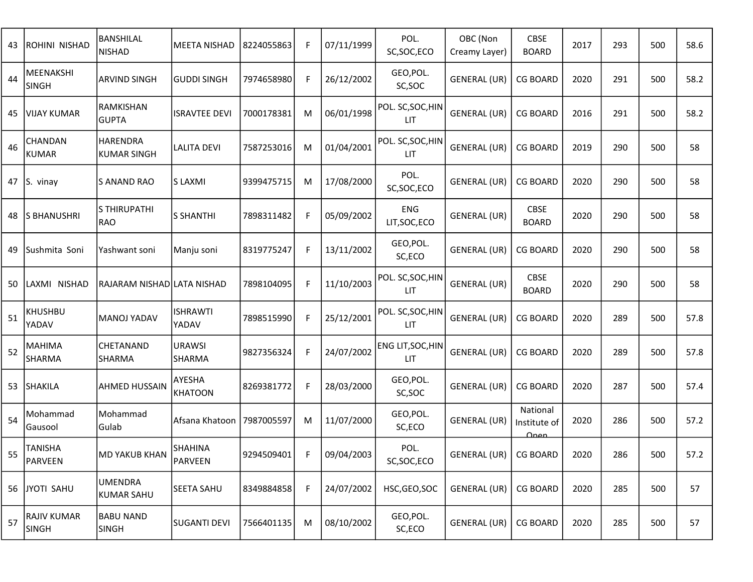| 43 | ROHINI NISHAD | BANSHILAL NISHAD | MEETA NISHAD | 8224055863 | F | 07/11/1999 | POL. SC,SOC,ECO | OBC (Non Creamy Layer) | CBSE BOARD | 2017 | 293 | 500 | 58.6 |
|---|---|---|---|---|---|---|---|---|---|---|---|---|---|
| 44 | MEENAKSHI SINGH | ARVIND SINGH | GUDDI SINGH | 7974658980 | F | 26/12/2002 | GEO,POL. SC,SOC | GENERAL (UR) | CG BOARD | 2020 | 291 | 500 | 58.2 |
| 45 | VIJAY KUMAR | RAMKISHAN GUPTA | ISRAVTEE DEVI | 7000178381 | M | 06/01/1998 | POL. SC,SOC,HIN LIT | GENERAL (UR) | CG BOARD | 2016 | 291 | 500 | 58.2 |
| 46 | CHANDAN KUMAR | HARENDRA KUMAR SINGH | LALITA DEVI | 7587253016 | M | 01/04/2001 | POL. SC,SOC,HIN LIT | GENERAL (UR) | CG BOARD | 2019 | 290 | 500 | 58 |
| 47 | S. vinay | S ANAND RAO | S LAXMI | 9399475715 | M | 17/08/2000 | POL. SC,SOC,ECO | GENERAL (UR) | CG BOARD | 2020 | 290 | 500 | 58 |
| 48 | S BHANUSHRI | S THIRUPATHI RAO | S SHANTHI | 7898311482 | F | 05/09/2002 | ENG LIT,SOC,ECO | GENERAL (UR) | CBSE BOARD | 2020 | 290 | 500 | 58 |
| 49 | Sushmita Soni | Yashwant soni | Manju soni | 8319775247 | F | 13/11/2002 | GEO,POL. SC,ECO | GENERAL (UR) | CG BOARD | 2020 | 290 | 500 | 58 |
| 50 | LAXMI NISHAD | RAJARAM NISHAD | LATA NISHAD | 7898104095 | F | 11/10/2003 | POL. SC,SOC,HIN LIT | GENERAL (UR) | CBSE BOARD | 2020 | 290 | 500 | 58 |
| 51 | KHUSHBU YADAV | MANOJ YADAV | ISHRAWTI YADAV | 7898515990 | F | 25/12/2001 | POL. SC,SOC,HIN LIT | GENERAL (UR) | CG BOARD | 2020 | 289 | 500 | 57.8 |
| 52 | MAHIMA SHARMA | CHETANAND SHARMA | URAWSI SHARMA | 9827356324 | F | 24/07/2002 | ENG LIT,SOC,HIN LIT | GENERAL (UR) | CG BOARD | 2020 | 289 | 500 | 57.8 |
| 53 | SHAKILA | AHMED HUSSAIN | AYESHA KHATOON | 8269381772 | F | 28/03/2000 | GEO,POL. SC,SOC | GENERAL (UR) | CG BOARD | 2020 | 287 | 500 | 57.4 |
| 54 | Mohammad Gausool | Mohammad Gulab | Afsana Khatoon | 7987005597 | M | 11/07/2000 | GEO,POL. SC,ECO | GENERAL (UR) | National Institute of Open | 2020 | 286 | 500 | 57.2 |
| 55 | TANISHA PARVEEN | MD YAKUB KHAN | SHAHINA PARVEEN | 9294509401 | F | 09/04/2003 | POL. SC,SOC,ECO | GENERAL (UR) | CG BOARD | 2020 | 286 | 500 | 57.2 |
| 56 | JYOTI SAHU | UMENDRA KUMAR SAHU | SEETA SAHU | 8349884858 | F | 24/07/2002 | HSC,GEO,SOC | GENERAL (UR) | CG BOARD | 2020 | 285 | 500 | 57 |
| 57 | RAJIV KUMAR SINGH | BABU NAND SINGH | SUGANTI DEVI | 7566401135 | M | 08/10/2002 | GEO,POL. SC,ECO | GENERAL (UR) | CG BOARD | 2020 | 285 | 500 | 57 |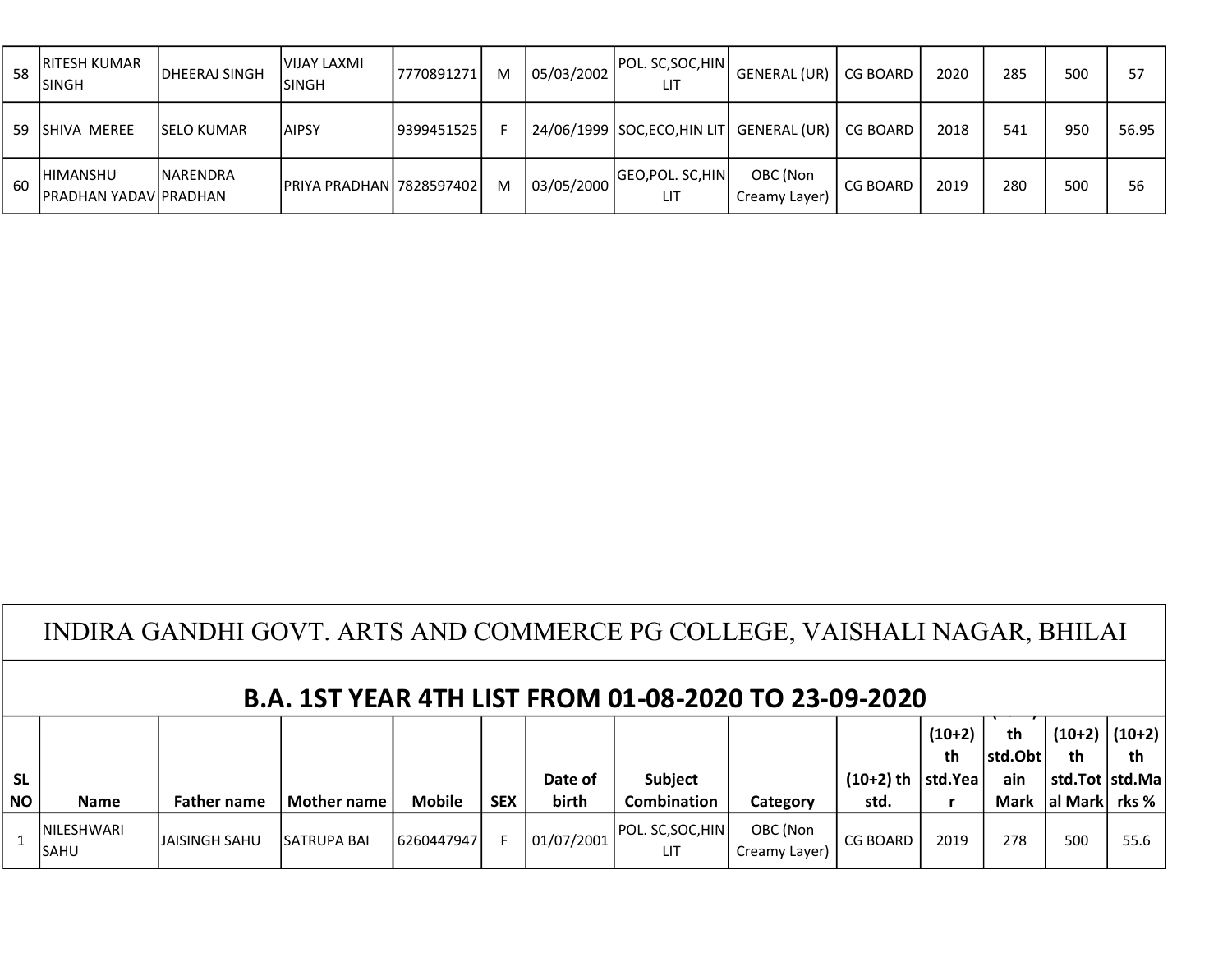| 58 | RITESH KUMAR SINGH | DHEERAJ SINGH | VIJAY LAXMI SINGH | 7770891271 | M | 05/03/2002 | POL. SC,SOC,HIN LIT | GENERAL (UR) | CG BOARD | 2020 | 285 | 500 | 57 |
|---|---|---|---|---|---|---|---|---|---|---|---|---|---|
| 59 | SHIVA MEREE | SELO KUMAR | AIPSY | 9399451525 | F | 24/06/1999 | SOC,ECO,HIN LIT | GENERAL (UR) | CG BOARD | 2018 | 541 | 950 | 56.95 |
| 60 | HIMANSHU PRADHAN YADAV | NARENDRA PRADHAN | PRIYA PRADHAN | 7828597402 | M | 03/05/2000 | GEO,POL. SC,HIN LIT | OBC (Non Creamy Layer) | CG BOARD | 2019 | 280 | 500 | 56 |

# INDIRA GANDHI GOVT. ARTS AND COMMERCE PG COLLEGE, VAISHALI NAGAR, BHILAI

## B.A. 1ST YEAR 4TH LIST FROM 01-08-2020 TO 23-09-2020

| SL NO | Name | Father name | Mother name | Mobile | SEX | Date of birth | Subject Combination | Category | (10+2) th std. | (10+2) th std.Year | (10+2) th std.Obtain Mark | (10+2) th std.Total Mark | (10+2) th std.Marks % |
|---|---|---|---|---|---|---|---|---|---|---|---|---|---|
| 1 | NILESHWARI SAHU | JAISINGH SAHU | SATRUPA BAI | 6260447947 | F | 01/07/2001 | POL. SC,SOC,HIN LIT | OBC (Non Creamy Layer) | CG BOARD | 2019 | 278 | 500 | 55.6 |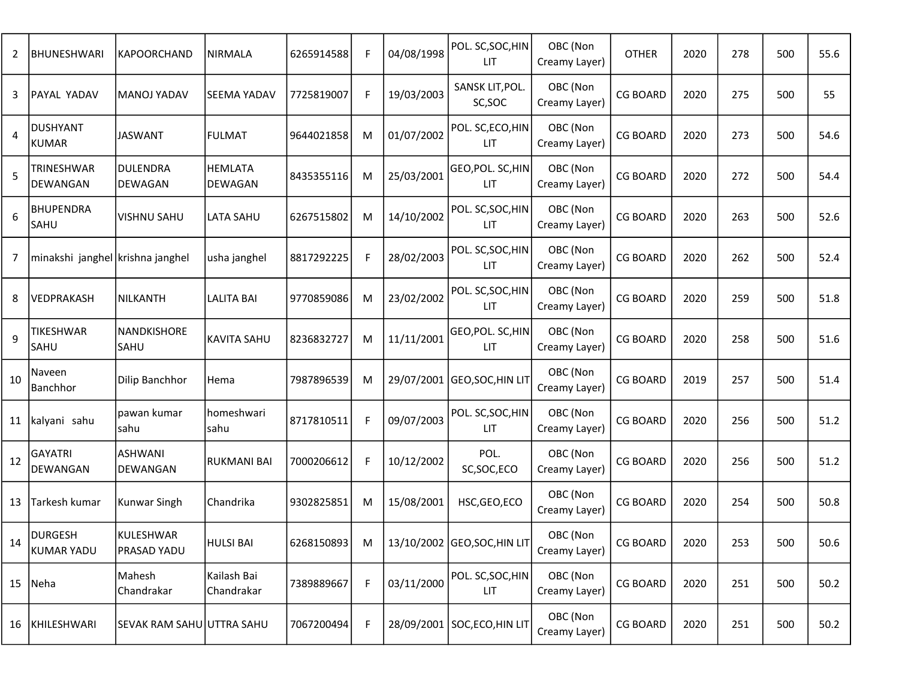| | | | | | | | | | | | | | |
|---|---|---|---|---|---|---|---|---|---|---|---|---|---|
| 2 | BHUNESHWARI | KAPOORCHAND | NIRMALA | 6265914588 | F | 04/08/1998 | POL. SC,SOC,HIN LIT | OBC (Non Creamy Layer) | OTHER | 2020 | 278 | 500 | 55.6 |
| 3 | PAYAL YADAV | MANOJ YADAV | SEEMA YADAV | 7725819007 | F | 19/03/2003 | SANSK LIT,POL. SC,SOC | OBC (Non Creamy Layer) | CG BOARD | 2020 | 275 | 500 | 55 |
| 4 | DUSHYANT KUMAR | JASWANT | FULMAT | 9644021858 | M | 01/07/2002 | POL. SC,ECO,HIN LIT | OBC (Non Creamy Layer) | CG BOARD | 2020 | 273 | 500 | 54.6 |
| 5 | TRINESHWAR DEWANGAN | DULENDRA DEWAGAN | HEMLATA DEWAGAN | 8435355116 | M | 25/03/2001 | GEO,POL. SC,HIN LIT | OBC (Non Creamy Layer) | CG BOARD | 2020 | 272 | 500 | 54.4 |
| 6 | BHUPENDRA SAHU | VISHNU SAHU | LATA SAHU | 6267515802 | M | 14/10/2002 | POL. SC,SOC,HIN LIT | OBC (Non Creamy Layer) | CG BOARD | 2020 | 263 | 500 | 52.6 |
| 7 | minakshi janghel | krishna janghel | usha janghel | 8817292225 | F | 28/02/2003 | POL. SC,SOC,HIN LIT | OBC (Non Creamy Layer) | CG BOARD | 2020 | 262 | 500 | 52.4 |
| 8 | VEDPRAKASH | NILKANTH | LALITA BAI | 9770859086 | M | 23/02/2002 | POL. SC,SOC,HIN LIT | OBC (Non Creamy Layer) | CG BOARD | 2020 | 259 | 500 | 51.8 |
| 9 | TIKESHWAR SAHU | NANDKISHORE SAHU | KAVITA SAHU | 8236832727 | M | 11/11/2001 | GEO,POL. SC,HIN LIT | OBC (Non Creamy Layer) | CG BOARD | 2020 | 258 | 500 | 51.6 |
| 10 | Naveen Banchhor | Dilip Banchhor | Hema | 7987896539 | M | 29/07/2001 | GEO,SOC,HIN LIT | OBC (Non Creamy Layer) | CG BOARD | 2019 | 257 | 500 | 51.4 |
| 11 | kalyani sahu | pawan kumar sahu | homeshwari sahu | 8717810511 | F | 09/07/2003 | POL. SC,SOC,HIN LIT | OBC (Non Creamy Layer) | CG BOARD | 2020 | 256 | 500 | 51.2 |
| 12 | GAYATRI DEWANGAN | ASHWANI DEWANGAN | RUKMANI BAI | 7000206612 | F | 10/12/2002 | POL. SC,SOC,ECO | OBC (Non Creamy Layer) | CG BOARD | 2020 | 256 | 500 | 51.2 |
| 13 | Tarkesh kumar | Kunwar Singh | Chandrika | 9302825851 | M | 15/08/2001 | HSC,GEO,ECO | OBC (Non Creamy Layer) | CG BOARD | 2020 | 254 | 500 | 50.8 |
| 14 | DURGESH KUMAR YADU | KULESHWAR PRASAD YADU | HULSI BAI | 6268150893 | M | 13/10/2002 | GEO,SOC,HIN LIT | OBC (Non Creamy Layer) | CG BOARD | 2020 | 253 | 500 | 50.6 |
| 15 | Neha | Mahesh Chandrakar | Kailash Bai Chandrakar | 7389889667 | F | 03/11/2000 | POL. SC,SOC,HIN LIT | OBC (Non Creamy Layer) | CG BOARD | 2020 | 251 | 500 | 50.2 |
| 16 | KHILESHWARI | SEVAK RAM SAHU | UTTRA SAHU | 7067200494 | F | 28/09/2001 | SOC,ECO,HIN LIT | OBC (Non Creamy Layer) | CG BOARD | 2020 | 251 | 500 | 50.2 |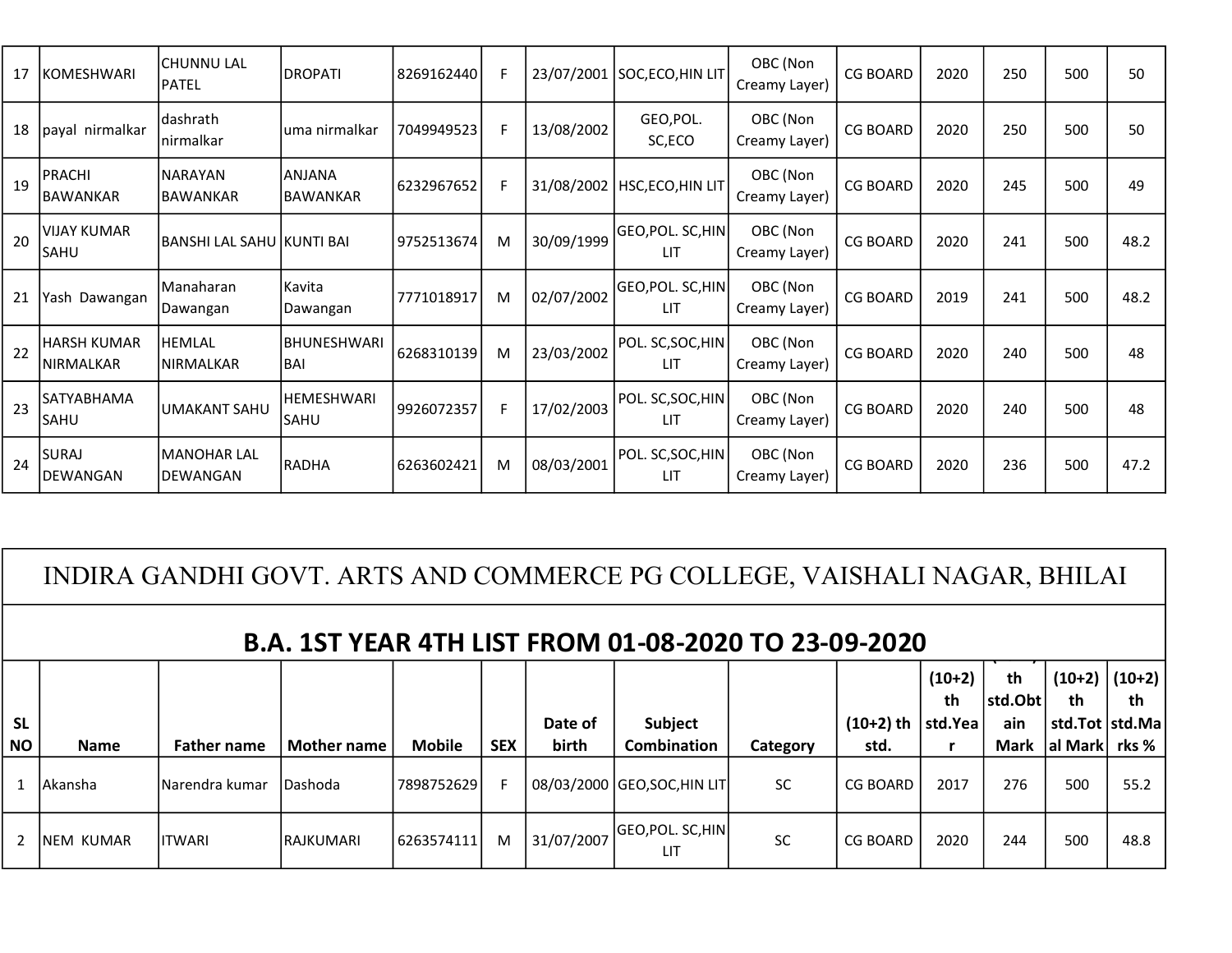| 17 | KOMESHWARI | CHUNNU LAL PATEL | DROPATI | 8269162440 | F | 23/07/2001 | SOC,ECO,HIN LIT | OBC (Non Creamy Layer) | CG BOARD | 2020 | 250 | 500 | 50 |
|---|---|---|---|---|---|---|---|---|---|---|---|---|---|
| 18 | payal nirmalkar | dashrath nirmalkar | uma nirmalkar | 7049949523 | F | 13/08/2002 | GEO,POL. SC,ECO | OBC (Non Creamy Layer) | CG BOARD | 2020 | 250 | 500 | 50 |
| 19 | PRACHI BAWANKAR | NARAYAN BAWANKAR | ANJANA BAWANKAR | 6232967652 | F | 31/08/2002 | HSC,ECO,HIN LIT | OBC (Non Creamy Layer) | CG BOARD | 2020 | 245 | 500 | 49 |
| 20 | VIJAY KUMAR SAHU | BANSHI LAL SAHU | KUNTI BAI | 9752513674 | M | 30/09/1999 | GEO,POL. SC,HIN LIT | OBC (Non Creamy Layer) | CG BOARD | 2020 | 241 | 500 | 48.2 |
| 21 | Yash Dawangan | Manaharan Dawangan | Kavita Dawangan | 7771018917 | M | 02/07/2002 | GEO,POL. SC,HIN LIT | OBC (Non Creamy Layer) | CG BOARD | 2019 | 241 | 500 | 48.2 |
| 22 | HARSH KUMAR NIRMALKAR | HEMLAL NIRMALKAR | BHUNESHWARI BAI | 6268310139 | M | 23/03/2002 | POL. SC,SOC,HIN LIT | OBC (Non Creamy Layer) | CG BOARD | 2020 | 240 | 500 | 48 |
| 23 | SATYABHAMA SAHU | UMAKANT SAHU | HEMESHWARI SAHU | 9926072357 | F | 17/02/2003 | POL. SC,SOC,HIN LIT | OBC (Non Creamy Layer) | CG BOARD | 2020 | 240 | 500 | 48 |
| 24 | SURAJ DEWANGAN | MANOHAR LAL DEWANGAN | RADHA | 6263602421 | M | 08/03/2001 | POL. SC,SOC,HIN LIT | OBC (Non Creamy Layer) | CG BOARD | 2020 | 236 | 500 | 47.2 |

# INDIRA GANDHI GOVT. ARTS AND COMMERCE PG COLLEGE, VAISHALI NAGAR, BHILAI

## B.A. 1ST YEAR 4TH LIST FROM 01-08-2020 TO 23-09-2020

| SL NO | Name | Father name | Mother name | Mobile | SEX | Date of birth | Subject Combination | Category | (10+2) th std. | (10+2) th std.Year | (10+2) th std.Obtain Mark | (10+2) th std.Total Mark | (10+2) th std.Marks % |
|---|---|---|---|---|---|---|---|---|---|---|---|---|---|
| 1 | Akansha | Narendra kumar | Dashoda | 7898752629 | F | 08/03/2000 | GEO,SOC,HIN LIT | SC | CG BOARD | 2017 | 276 | 500 | 55.2 |
| 2 | NEM KUMAR | ITWARI | RAJKUMARI | 6263574111 | M | 31/07/2007 | GEO,POL. SC,HIN LIT | SC | CG BOARD | 2020 | 244 | 500 | 48.8 |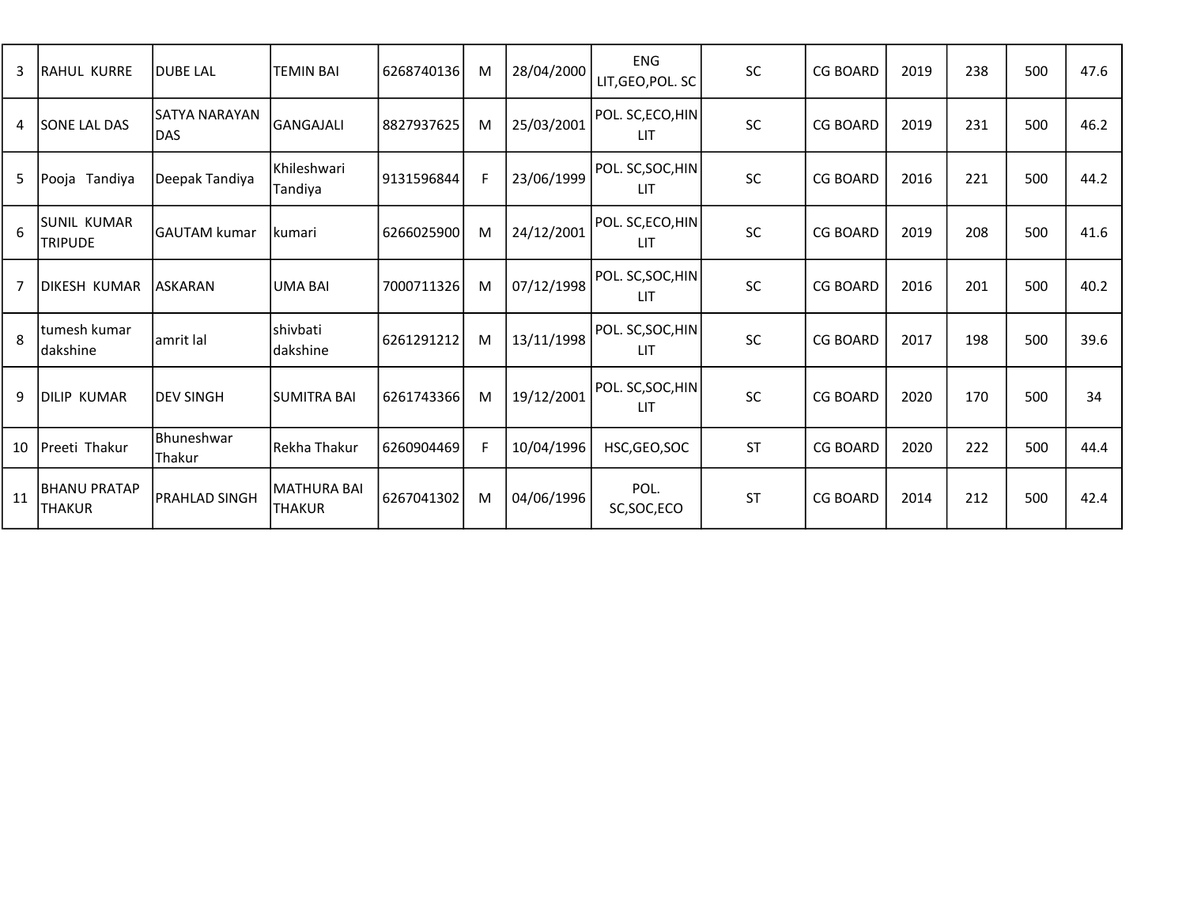| | | | | | | | | | | | | | |
|---|---|---|---|---|---|---|---|---|---|---|---|---|---|
| 3 | RAHUL KURRE | DUBE LAL | TEMIN BAI | 6268740136 | M | 28/04/2000 | ENG LIT,GEO,POL. SC | SC | CG BOARD | 2019 | 238 | 500 | 47.6 |
| 4 | SONE LAL DAS | SATYA NARAYAN DAS | GANGAJALI | 8827937625 | M | 25/03/2001 | POL. SC,ECO,HIN LIT | SC | CG BOARD | 2019 | 231 | 500 | 46.2 |
| 5 | Pooja Tandiya | Deepak Tandiya | Khileshwari Tandiya | 9131596844 | F | 23/06/1999 | POL. SC,SOC,HIN LIT | SC | CG BOARD | 2016 | 221 | 500 | 44.2 |
| 6 | SUNIL KUMAR TRIPUDE | GAUTAM kumar | kumari | 6266025900 | M | 24/12/2001 | POL. SC,ECO,HIN LIT | SC | CG BOARD | 2019 | 208 | 500 | 41.6 |
| 7 | DIKESH KUMAR | ASKARAN | UMA BAI | 7000711326 | M | 07/12/1998 | POL. SC,SOC,HIN LIT | SC | CG BOARD | 2016 | 201 | 500 | 40.2 |
| 8 | tumesh kumar dakshine | amrit lal | shivbati dakshine | 6261291212 | M | 13/11/1998 | POL. SC,SOC,HIN LIT | SC | CG BOARD | 2017 | 198 | 500 | 39.6 |
| 9 | DILIP KUMAR | DEV SINGH | SUMITRA BAI | 6261743366 | M | 19/12/2001 | POL. SC,SOC,HIN LIT | SC | CG BOARD | 2020 | 170 | 500 | 34 |
| 10 | Preeti Thakur | Bhuneshwar Thakur | Rekha Thakur | 6260904469 | F | 10/04/1996 | HSC,GEO,SOC | ST | CG BOARD | 2020 | 222 | 500 | 44.4 |
| 11 | BHANU PRATAP THAKUR | PRAHLAD SINGH | MATHURA BAI THAKUR | 6267041302 | M | 04/06/1996 | POL. SC,SOC,ECO | ST | CG BOARD | 2014 | 212 | 500 | 42.4 |